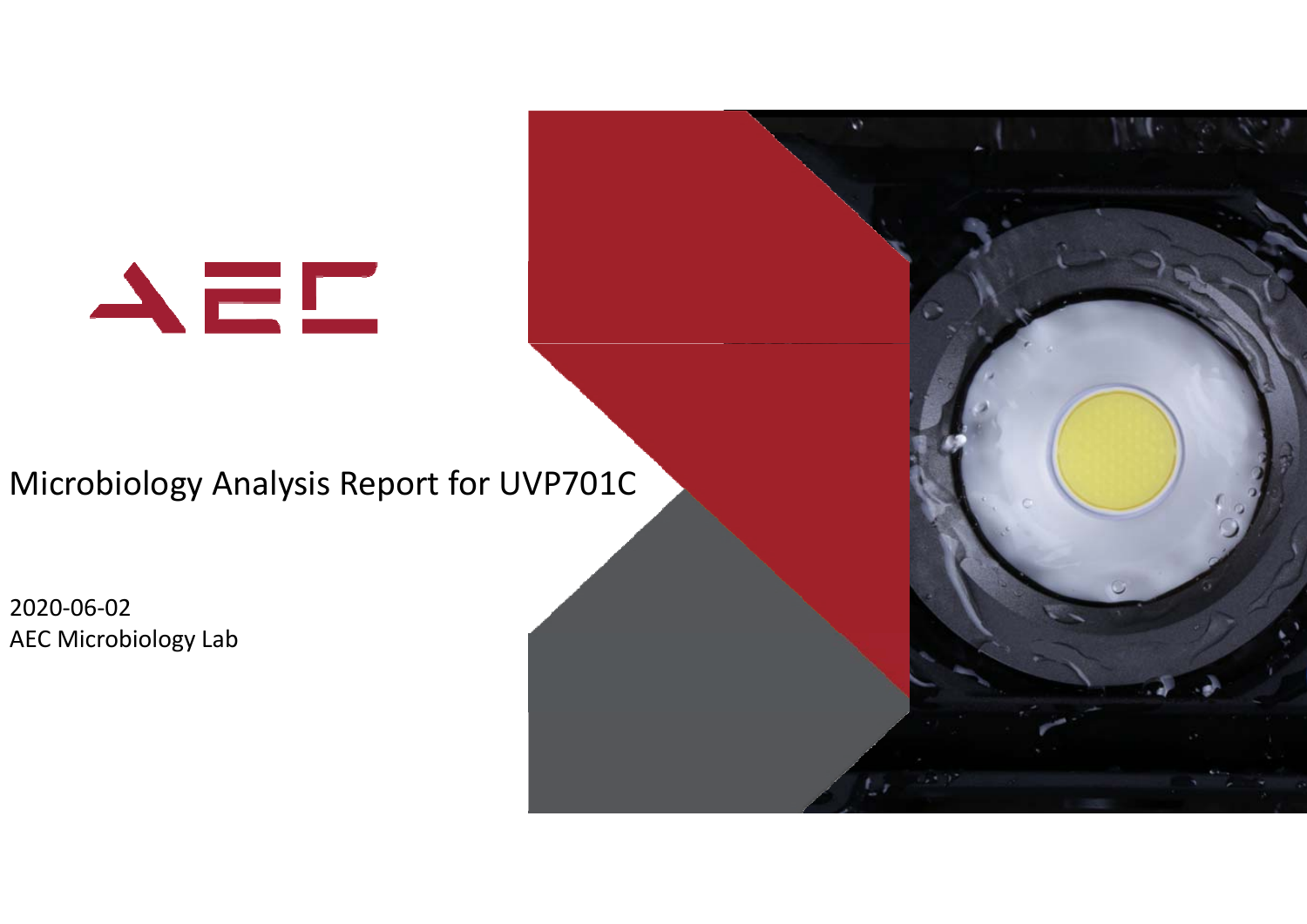AEC

# Microbiology Analysis Report for UVP701C

2020-06-02

AEC Microbiology Lab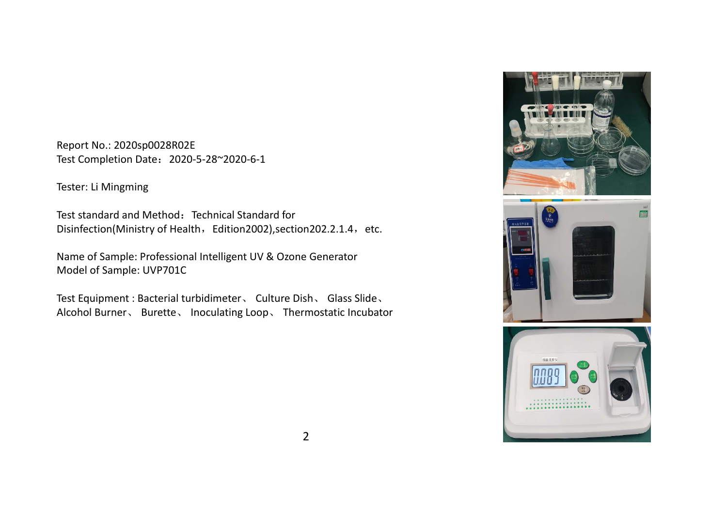Report No.: 2020sp0028R02E
Test Completion Date：2020-5-28~2020-6-1

Tester: Li Mingming

Test standard and Method：Technical Standard for Disinfection(Ministry of Health，Edition2002),section202.2.1.4，etc.

Name of Sample: Professional Intelligent UV & Ozone Generator
Model of Sample: UVP701C

Test Equipment : Bacterial turbidimeter、 Culture Dish、 Glass Slide、 Alcohol Burner、 Burette、 Inoculating Loop、 Thermostatic Incubator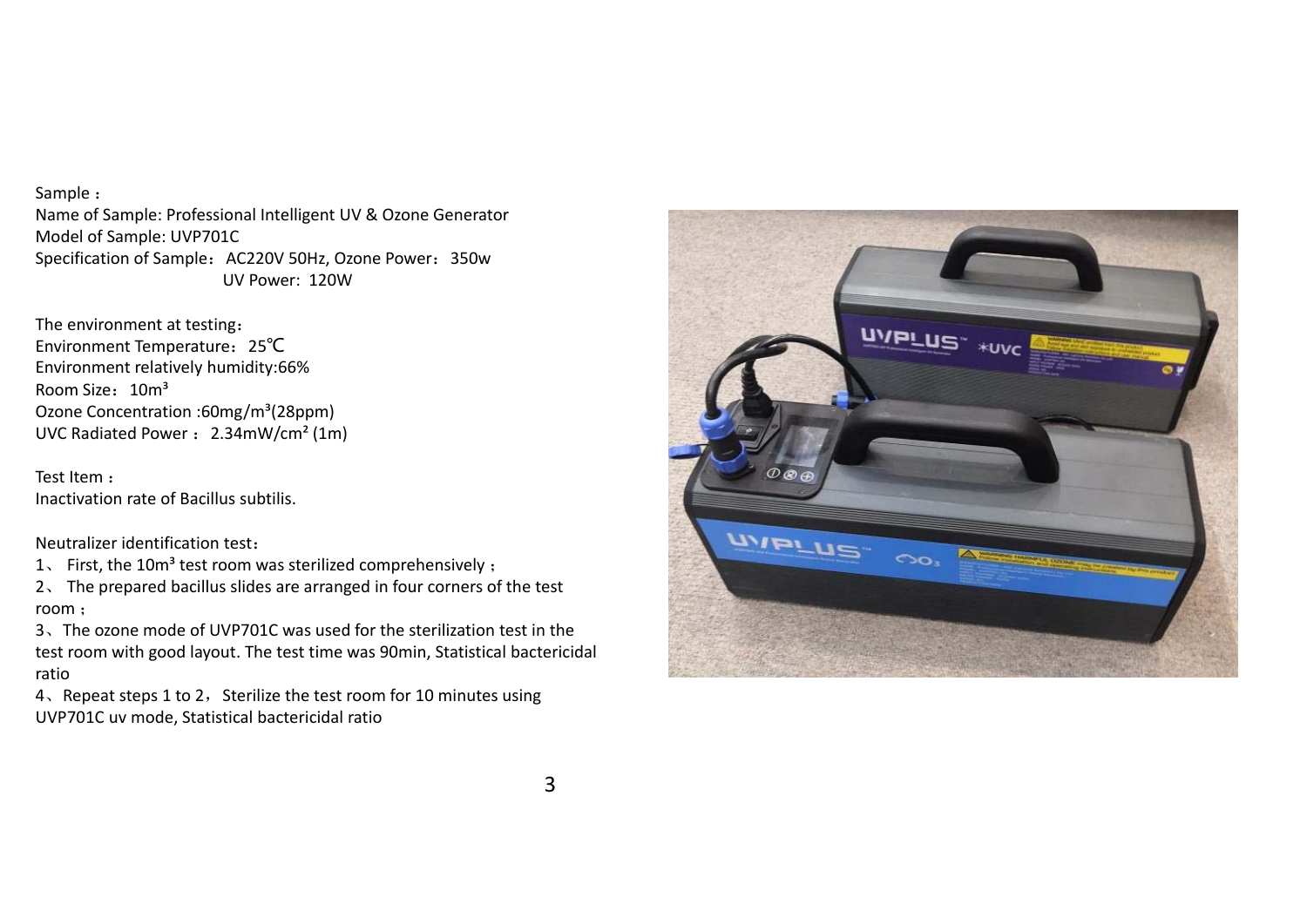Sample：

Name of Sample: Professional Intelligent UV & Ozone Generator

Model of Sample: UVP701C

Specification of Sample：AC220V 50Hz, Ozone Power：350w
UV Power: 120W

The environment at testing：

Environment Temperature：25℃

Environment relatively humidity:66%

Room Size：$10m^3$

Ozone Concentration :$60mg/m^3$(28ppm)

UVC Radiated Power：$2.34mW/cm^2$ (1m)

Test Item：

Inactivation rate of Bacillus subtilis.

Neutralizer identification test：

1、 First, the $10m^3$ test room was sterilized comprehensively；

2、 The prepared bacillus slides are arranged in four corners of the test room；

3、The ozone mode of UVP701C was used for the sterilization test in the test room with good layout. The test time was 90min, Statistical bactericidal ratio

4、Repeat steps 1 to 2，Sterilize the test room for 10 minutes using UVP701C uv mode, Statistical bactericidal ratio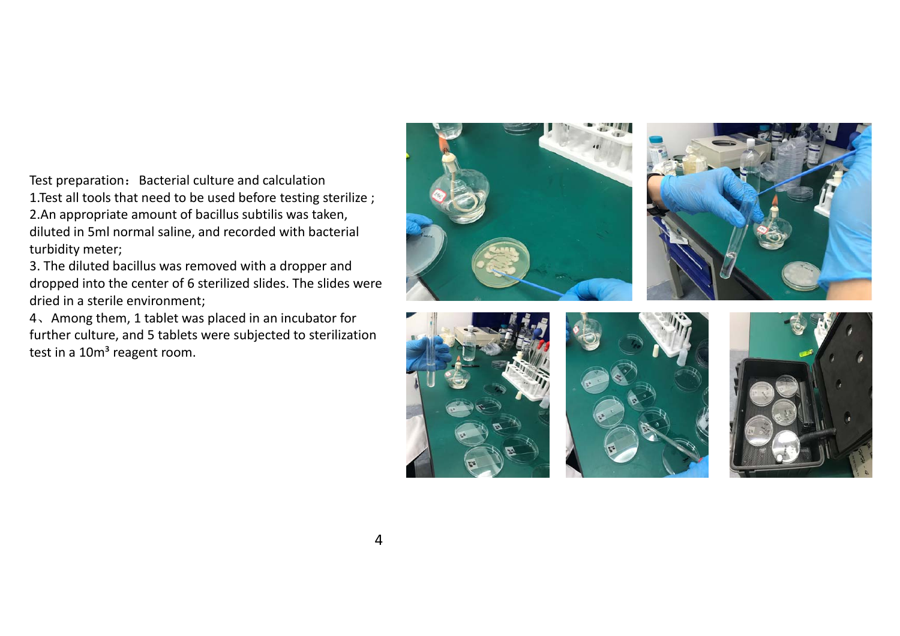Test preparation： Bacterial culture and calculation

1.Test all tools that need to be used before testing sterilize ;

2.An appropriate amount of bacillus subtilis was taken, diluted in 5ml normal saline, and recorded with bacterial turbidity meter;

3. The diluted bacillus was removed with a dropper and dropped into the center of 6 sterilized slides. The slides were dried in a sterile environment;

4、Among them, 1 tablet was placed in an incubator for further culture, and 5 tablets were subjected to sterilization test in a $10m^3$ reagent room.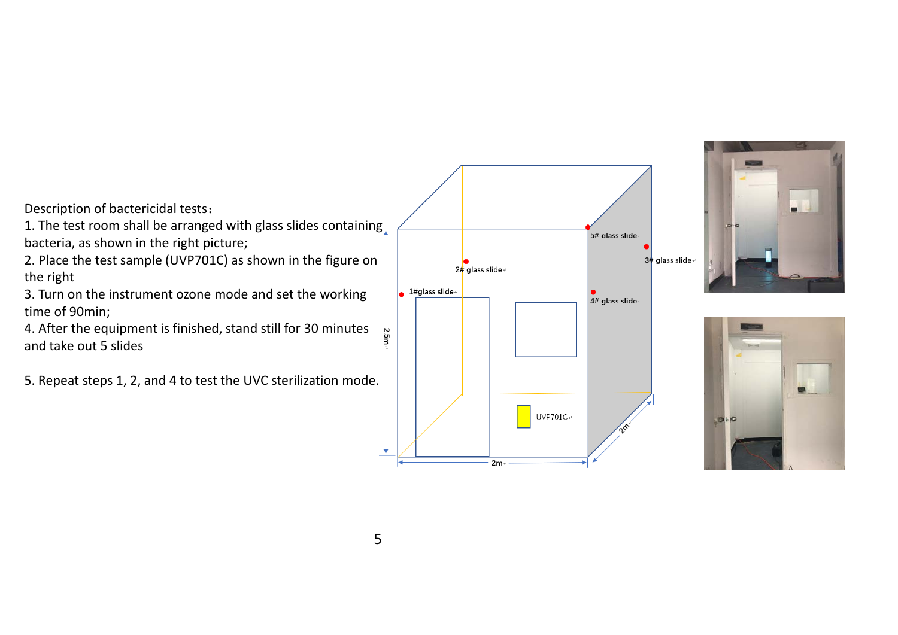Description of bactericidal tests：

1. The test room shall be arranged with glass slides containing bacteria, as shown in the right picture;
2. Place the test sample (UVP701C) as shown in the figure on the right
3. Turn on the instrument ozone mode and set the working time of 90min;
4. After the equipment is finished, stand still for 30 minutes and take out 5 slides

5. Repeat steps 1, 2, and 4 to test the UVC sterilization mode.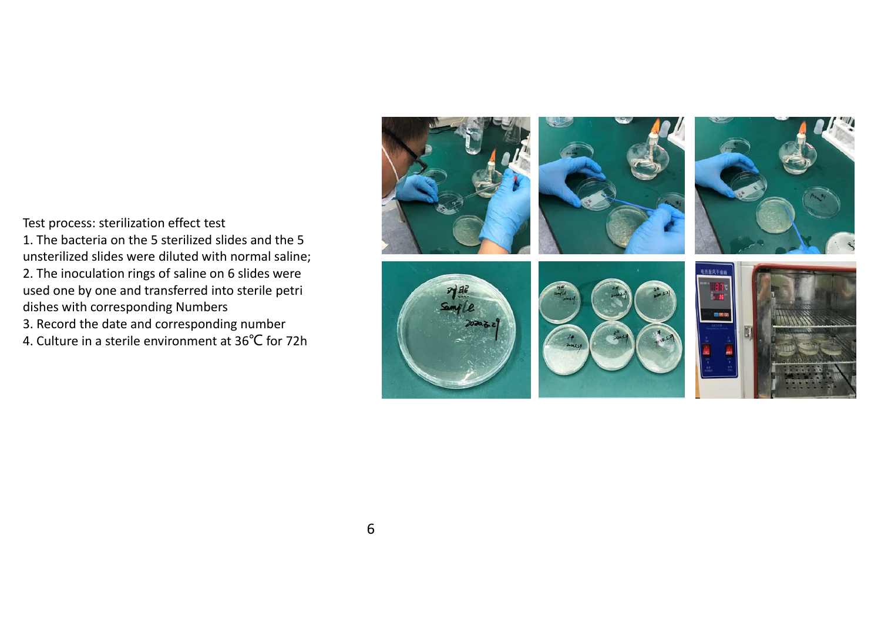Test process: sterilization effect test

1. The bacteria on the 5 sterilized slides and the 5 unsterilized slides were diluted with normal saline;
2. The inoculation rings of saline on 6 slides were used one by one and transferred into sterile petri dishes with corresponding Numbers
3. Record the date and corresponding number
4. Culture in a sterile environment at 36℃ for 72h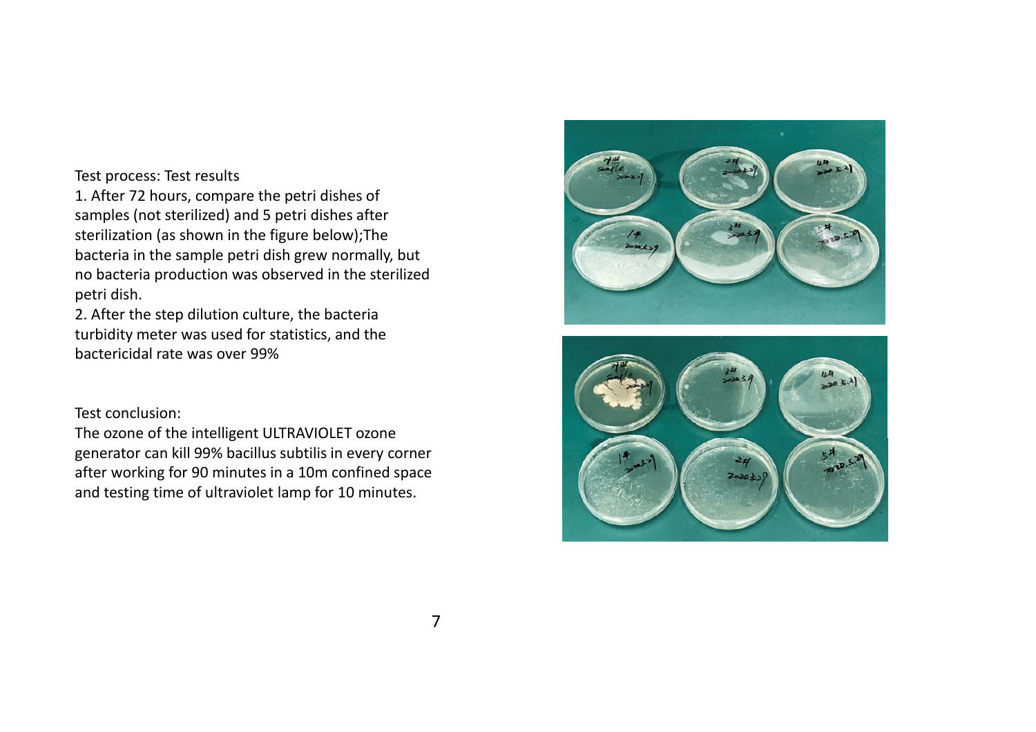Test process: Test results

1. After 72 hours, compare the petri dishes of samples (not sterilized) and 5 petri dishes after sterilization (as shown in the figure below);The bacteria in the sample petri dish grew normally, but no bacteria production was observed in the sterilized petri dish.
2. After the step dilution culture, the bacteria turbidity meter was used for statistics, and the bactericidal rate was over 99%

Test conclusion:

The ozone of the intelligent ULTRAVIOLET ozone generator can kill 99% bacillus subtilis in every corner after working for 90 minutes in a 10m confined space and testing time of ultraviolet lamp for 10 minutes.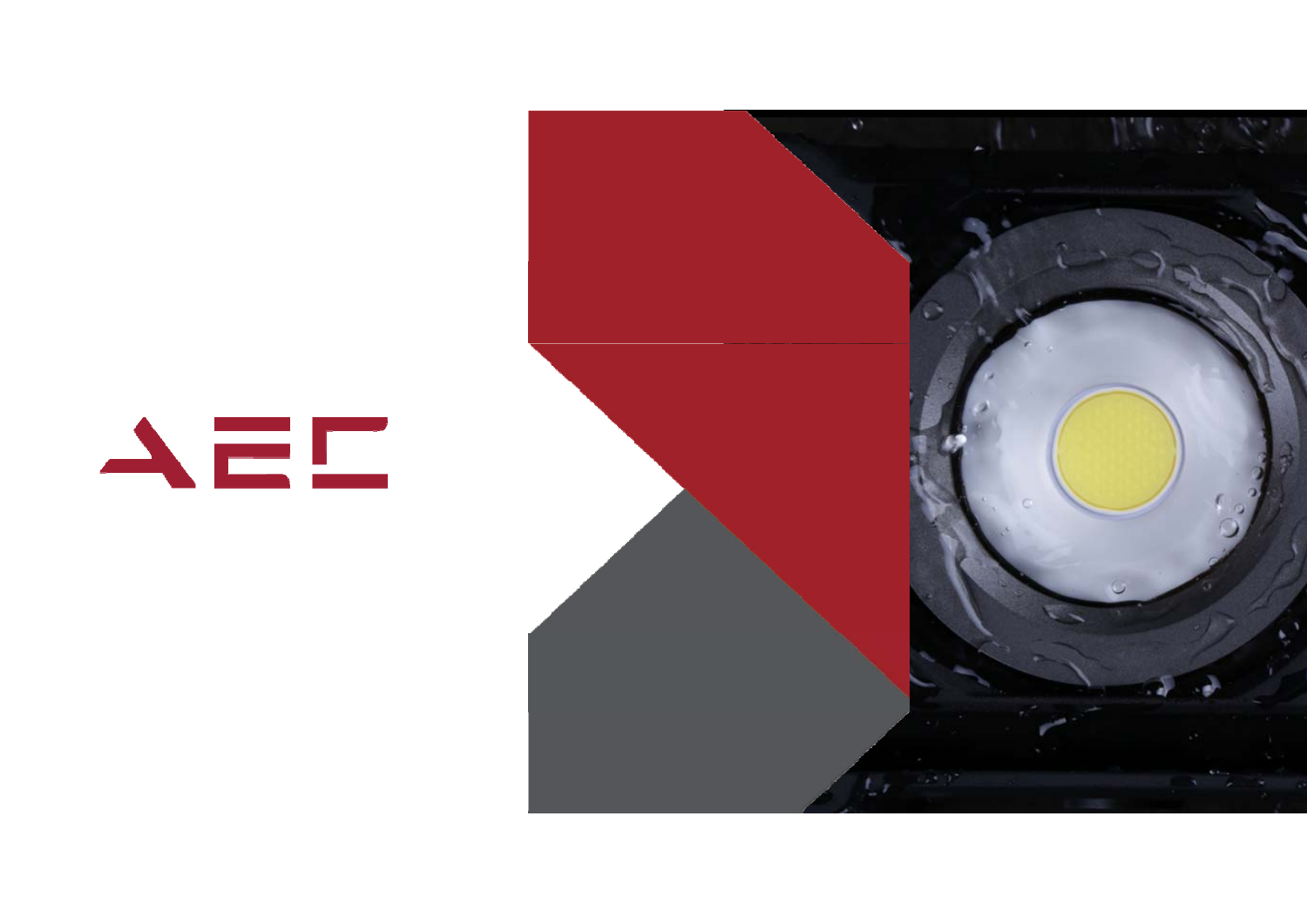AEC